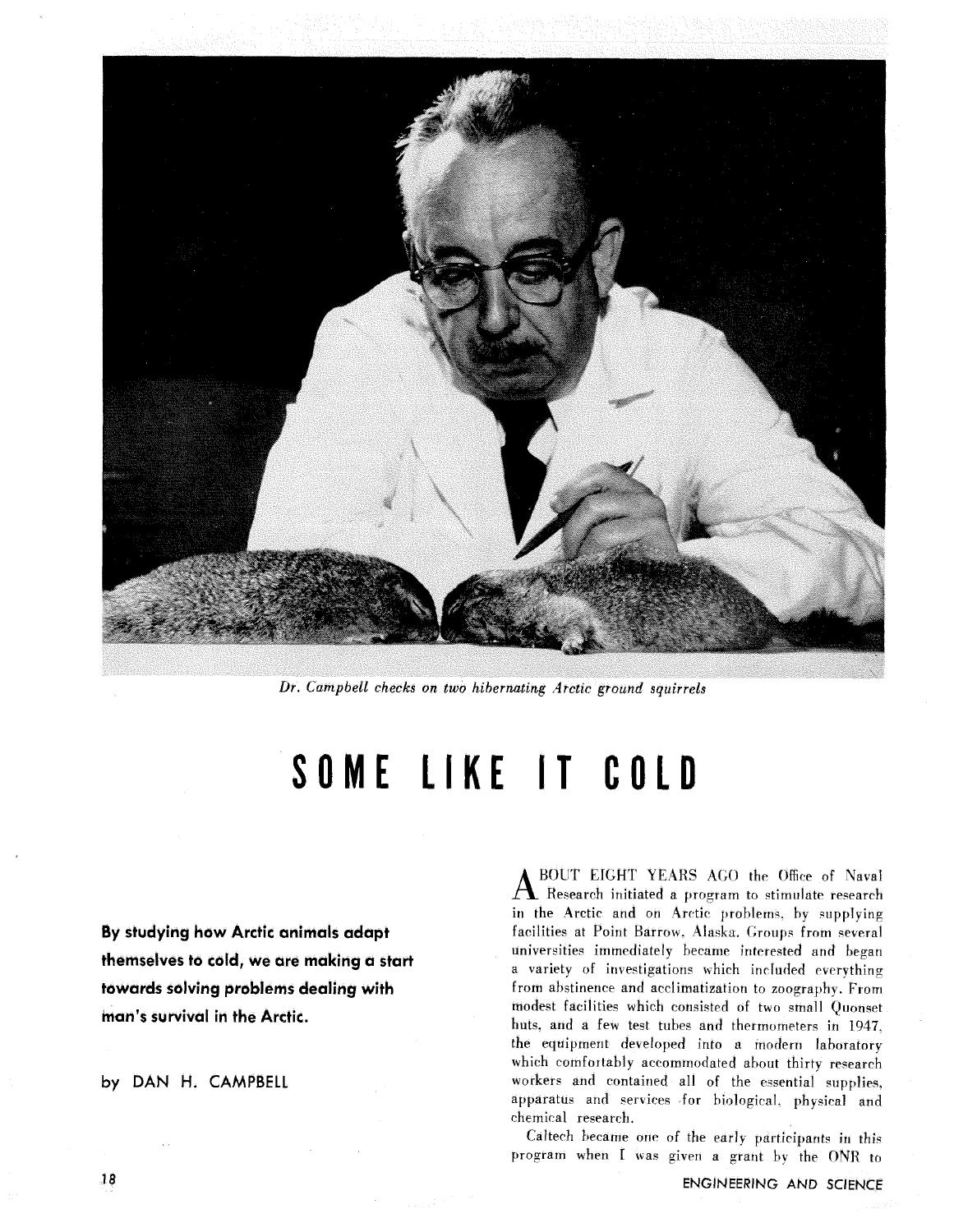*Dr. Campbell checks on two hibernating Arctic ground squirrels*

# SOME LIKE IT COLD

**By studying how Arctic animals adapt themselves to cold, we are making a start towards solving problems dealing with man's survival in the Arctic.**

by DAN H. CAMPBELL

About eight years ago the Office of Naval Research initiated a program to stimulate research in the Arctic and on Arctic problems, by supplying facilities at Point Barrow, Alaska. Groups from several universities immediately became interested and began a variety of investigations which included everything from abstinence and acclimatization to zoography. From modest facilities which consisted of two small Quonset huts, and a few test tubes and thermometers in 1947, the equipment developed into a modern laboratory which comfortably accommodated about thirty research workers and contained all of the essential supplies, apparatus and services for biological, physical and chemical research.

Caltech became one of the early participants in this program when I was given a grant by the ONR to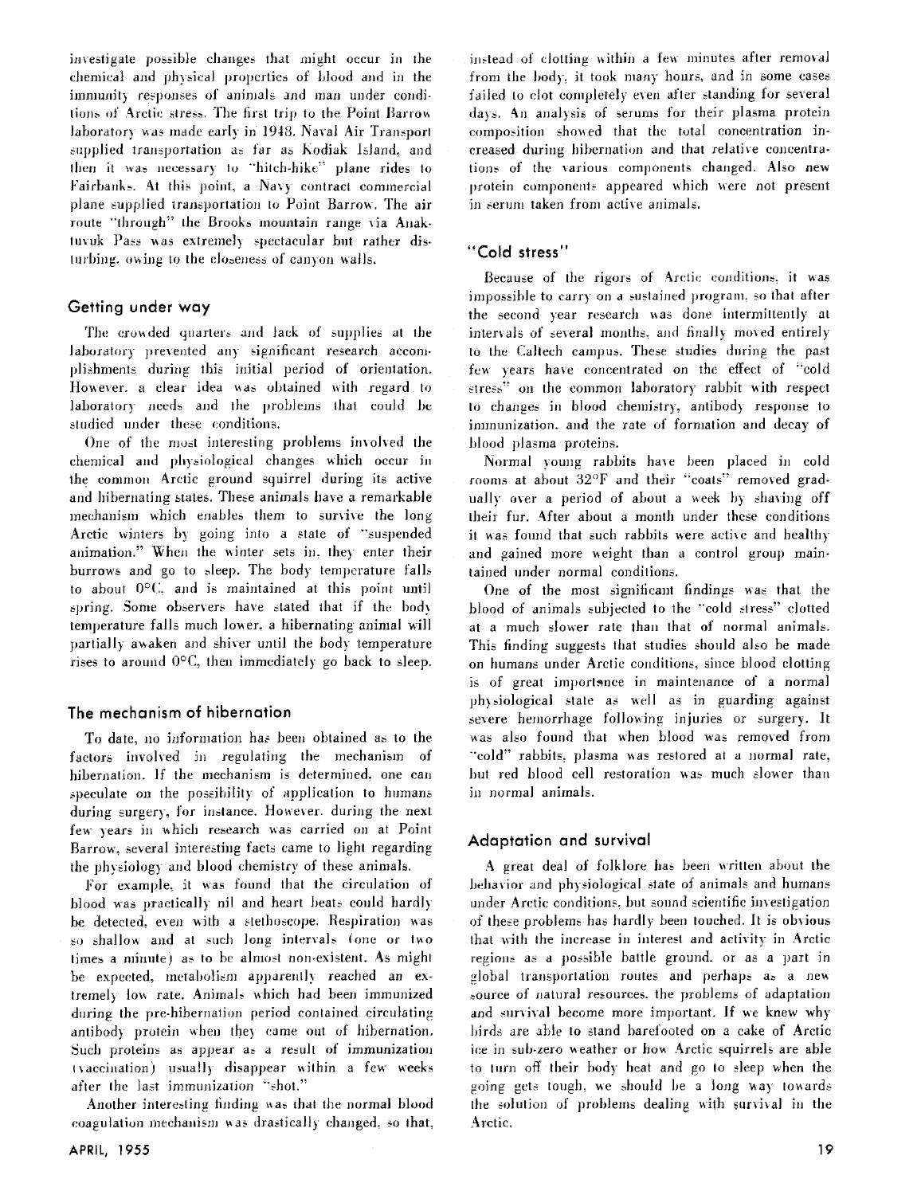investigate possible changes that might occur in the chemical and physical properties of blood and in the immunity responses of animals and man under conditions of Arctic stress. The first trip to the Point Barrow laboratory was made early in 1948. Naval Air Transport supplied transportation as far as Kodiak Island, and then it was necessary to "hitch-hike" plane rides to Fairbanks. At this point, a Navy contract commercial plane supplied transportation to Point Barrow. The air route "through" the Brooks mountain range via Anaktuvuk Pass was extremely spectacular but rather disturbing, owing to the closeness of canyon walls.

## Getting under way

The crowded quarters and lack of supplies at the laboratory prevented any significant research accomplishments during this initial period of orientation. However, a clear idea was obtained with regard to laboratory needs and the problems that could be studied under these conditions.

One of the most interesting problems involved the chemical and physiological changes which occur in the common Arctic ground squirrel during its active and hibernating states. These animals have a remarkable mechanism which enables them to survive the long Arctic winters by going into a state of "suspended animation." When the winter sets in, they enter their burrows and go to sleep. The body temperature falls to about 0°C, and is maintained at this point until spring. Some observers have stated that if the body temperature falls much lower, a hibernating animal will partially awaken and shiver until the body temperature rises to around 0°C, then immediately go back to sleep.

## The mechanism of hibernation

To date, no information has been obtained as to the factors involved in regulating the mechanism of hibernation. If the mechanism is determined, one can speculate on the possibility of application to humans during surgery, for instance. However, during the next few years in which research was carried on at Point Barrow, several interesting facts came to light regarding the physiology and blood chemistry of these animals.

For example, it was found that the circulation of blood was practically nil and heart beats could hardly be detected, even with a stethoscope. Respiration was so shallow and at such long intervals (one or two times a minute) as to be almost non-existent. As might be expected, metabolism apparently reached an extremely low rate. Animals which had been immunized during the pre-hibernation period contained circulating antibody protein when they came out of hibernation. Such proteins as appear as a result of immunization (vaccination) usually disappear within a few weeks after the last immunization "shot."

Another interesting finding was that the normal blood coagulation mechanism was drastically changed, so that, instead of clotting within a few minutes after removal from the body, it took many hours, and in some cases failed to clot completely even after standing for several days. An analysis of serums for their plasma protein composition showed that the total concentration increased during hibernation and that relative concentrations of the various components changed. Also new protein components appeared which were not present in serum taken from active animals.

## "Cold stress"

Because of the rigors of Arctic conditions, it was impossible to carry on a sustained program, so that after the second year research was done intermittently at intervals of several months, and finally moved entirely to the Caltech campus. These studies during the past few years have concentrated on the effect of "cold stress" on the common laboratory rabbit with respect to changes in blood chemistry, antibody response to immunization, and the rate of formation and decay of blood plasma proteins.

Normal young rabbits have been placed in cold rooms at about 32°F and their "coats" removed gradually over a period of about a week by shaving off their fur. After about a month under these conditions it was found that such rabbits were active and healthy and gained more weight than a control group maintained under normal conditions.

One of the most significant findings was that the blood of animals subjected to the "cold stress" clotted at a much slower rate than that of normal animals. This finding suggests that studies should also be made on humans under Arctic conditions, since blood clotting is of great importance in maintenance of a normal physiological state as well as in guarding against severe hemorrhage following injuries or surgery. It was also found that when blood was removed from "cold" rabbits, plasma was restored at a normal rate, but red blood cell restoration was much slower than in normal animals.

## Adaptation and survival

A great deal of folklore has been written about the behavior and physiological state of animals and humans under Arctic conditions, but sound scientific investigation of these problems has hardly been touched. It is obvious that with the increase in interest and activity in Arctic regions as a possible battle ground, or as a part in global transportation routes and perhaps as a new source of natural resources, the problems of adaptation and survival become more important. If we knew why birds are able to stand barefooted on a cake of Arctic ice in sub-zero weather or how Arctic squirrels are able to turn off their body heat and go to sleep when the going gets tough, we should be a long way towards the solution of problems dealing with survival in the Arctic.